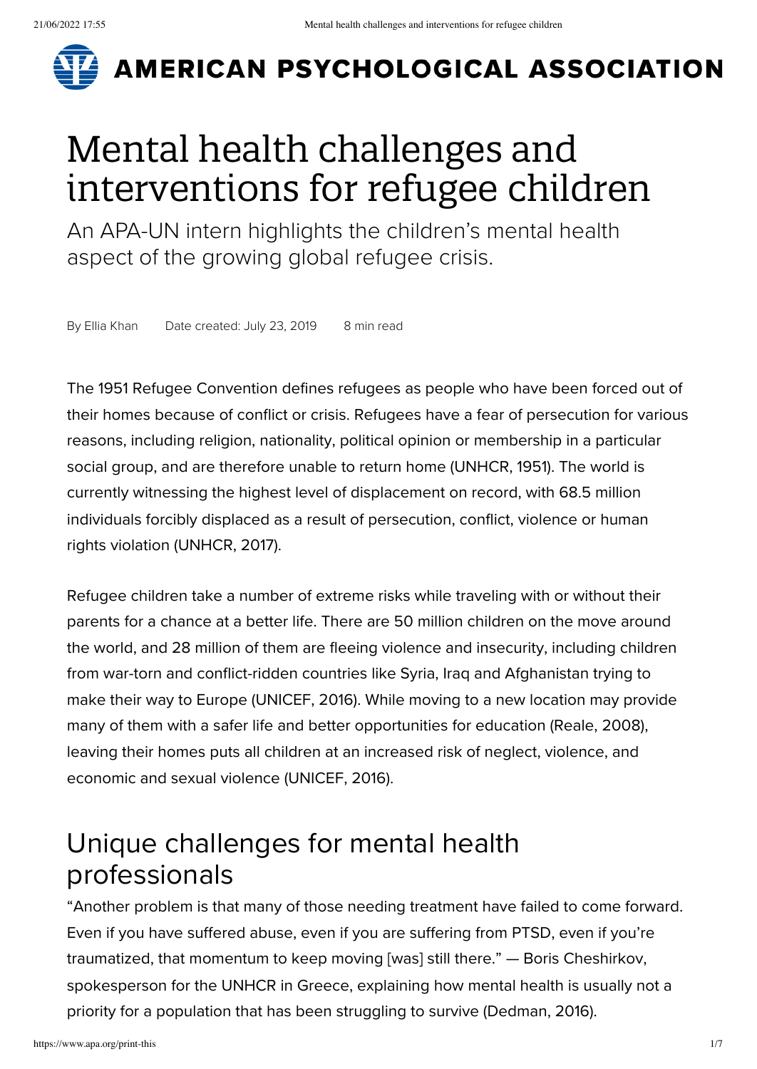# Mental health challenges and interventions for refugee children

An APA-UN intern highlights the children's mental health aspect of the growing global refugee crisis.

By Ellia Khan    Date created: July 23, 2019    8 min read

The 1951 Refugee Convention defines refugees as people who have been forced out of their homes because of conflict or crisis. Refugees have a fear of persecution for various reasons, including religion, nationality, political opinion or membership in a particular social group, and are therefore unable to return home (UNHCR, 1951). The world is currently witnessing the highest level of displacement on record, with 68.5 million individuals forcibly displaced as a result of persecution, conflict, violence or human rights violation (UNHCR, 2017).

Refugee children take a number of extreme risks while traveling with or without their parents for a chance at a better life. There are 50 million children on the move around the world, and 28 million of them are fleeing violence and insecurity, including children from war-torn and conflict-ridden countries like Syria, Iraq and Afghanistan trying to make their way to Europe (UNICEF, 2016). While moving to a new location may provide many of them with a safer life and better opportunities for education (Reale, 2008), leaving their homes puts all children at an increased risk of neglect, violence, and economic and sexual violence (UNICEF, 2016).

## Unique challenges for mental health professionals

"Another problem is that many of those needing treatment have failed to come forward. Even if you have suffered abuse, even if you are suffering from PTSD, even if you're traumatized, that momentum to keep moving [was] still there." — Boris Cheshirkov, spokesperson for the UNHCR in Greece, explaining how mental health is usually not a priority for a population that has been struggling to survive (Dedman, 2016).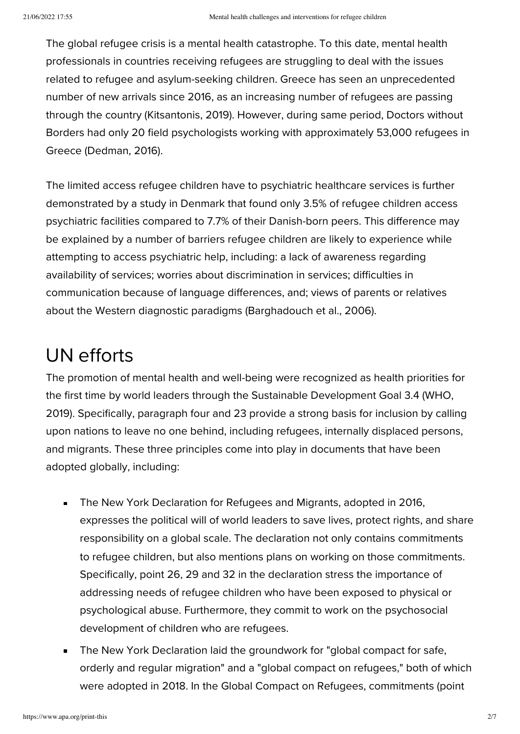The global refugee crisis is a mental health catastrophe. To this date, mental health professionals in countries receiving refugees are struggling to deal with the issues related to refugee and asylum-seeking children. Greece has seen an unprecedented number of new arrivals since 2016, as an increasing number of refugees are passing through the country (Kitsantonis, 2019). However, during same period, Doctors without Borders had only 20 field psychologists working with approximately 53,000 refugees in Greece (Dedman, 2016).

The limited access refugee children have to psychiatric healthcare services is further demonstrated by a study in Denmark that found only 3.5% of refugee children access psychiatric facilities compared to 7.7% of their Danish-born peers. This difference may be explained by a number of barriers refugee children are likely to experience while attempting to access psychiatric help, including: a lack of awareness regarding availability of services; worries about discrimination in services; difficulties in communication because of language differences, and; views of parents or relatives about the Western diagnostic paradigms (Barghadouch et al., 2006).

## UN efforts

The promotion of mental health and well-being were recognized as health priorities for the first time by world leaders through the Sustainable Development Goal 3.4 (WHO, 2019). Specifically, paragraph four and 23 provide a strong basis for inclusion by calling upon nations to leave no one behind, including refugees, internally displaced persons, and migrants. These three principles come into play in documents that have been adopted globally, including:

- The New York Declaration for Refugees and Migrants, adopted in 2016, expresses the political will of world leaders to save lives, protect rights, and share responsibility on a global scale. The declaration not only contains commitments to refugee children, but also mentions plans on working on those commitments. Specifically, point 26, 29 and 32 in the declaration stress the importance of addressing needs of refugee children who have been exposed to physical or psychological abuse. Furthermore, they commit to work on the psychosocial development of children who are refugees.
- The New York Declaration laid the groundwork for "global compact for safe, orderly and regular migration" and a "global compact on refugees," both of which were adopted in 2018. In the Global Compact on Refugees, commitments (point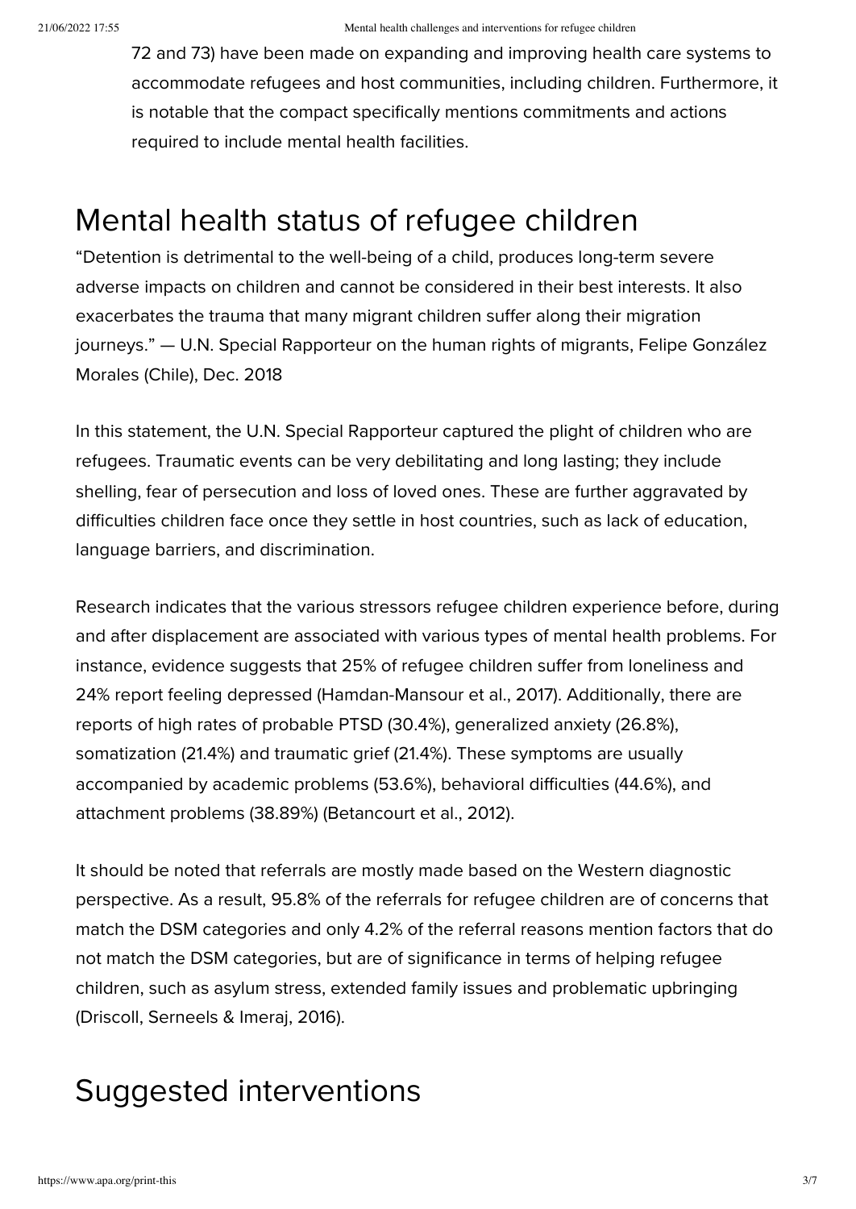72 and 73) have been made on expanding and improving health care systems to accommodate refugees and host communities, including children. Furthermore, it is notable that the compact specifically mentions commitments and actions required to include mental health facilities.

## Mental health status of refugee children

“Detention is detrimental to the well-being of a child, produces long-term severe adverse impacts on children and cannot be considered in their best interests. It also exacerbates the trauma that many migrant children suffer along their migration journeys.” — U.N. Special Rapporteur on the human rights of migrants, Felipe González Morales (Chile), Dec. 2018

In this statement, the U.N. Special Rapporteur captured the plight of children who are refugees. Traumatic events can be very debilitating and long lasting; they include shelling, fear of persecution and loss of loved ones. These are further aggravated by difficulties children face once they settle in host countries, such as lack of education, language barriers, and discrimination.

Research indicates that the various stressors refugee children experience before, during and after displacement are associated with various types of mental health problems. For instance, evidence suggests that 25% of refugee children suffer from loneliness and 24% report feeling depressed (Hamdan-Mansour et al., 2017). Additionally, there are reports of high rates of probable PTSD (30.4%), generalized anxiety (26.8%), somatization (21.4%) and traumatic grief (21.4%). These symptoms are usually accompanied by academic problems (53.6%), behavioral difficulties (44.6%), and attachment problems (38.89%) (Betancourt et al., 2012).

It should be noted that referrals are mostly made based on the Western diagnostic perspective. As a result, 95.8% of the referrals for refugee children are of concerns that match the DSM categories and only 4.2% of the referral reasons mention factors that do not match the DSM categories, but are of significance in terms of helping refugee children, such as asylum stress, extended family issues and problematic upbringing (Driscoll, Serneels & Imeraj, 2016).

## Suggested interventions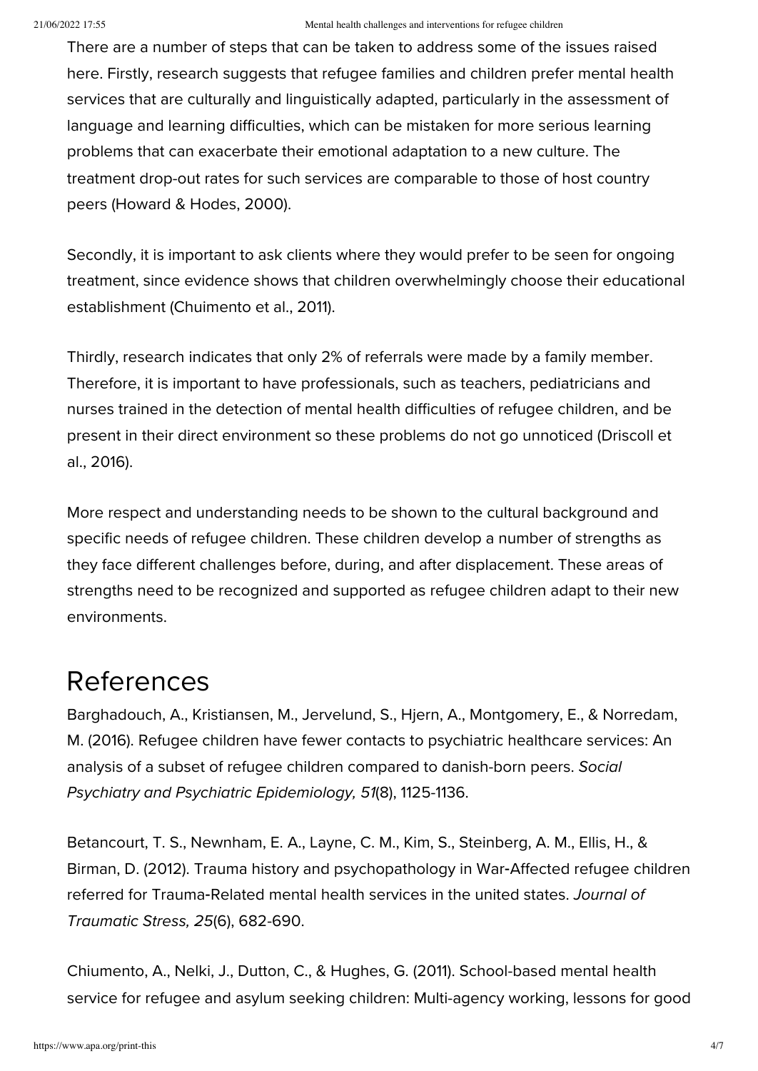There are a number of steps that can be taken to address some of the issues raised here. Firstly, research suggests that refugee families and children prefer mental health services that are culturally and linguistically adapted, particularly in the assessment of language and learning difficulties, which can be mistaken for more serious learning problems that can exacerbate their emotional adaptation to a new culture. The treatment drop-out rates for such services are comparable to those of host country peers (Howard & Hodes, 2000).

Secondly, it is important to ask clients where they would prefer to be seen for ongoing treatment, since evidence shows that children overwhelmingly choose their educational establishment (Chuimento et al., 2011).

Thirdly, research indicates that only 2% of referrals were made by a family member. Therefore, it is important to have professionals, such as teachers, pediatricians and nurses trained in the detection of mental health difficulties of refugee children, and be present in their direct environment so these problems do not go unnoticed (Driscoll et al., 2016).

More respect and understanding needs to be shown to the cultural background and specific needs of refugee children. These children develop a number of strengths as they face different challenges before, during, and after displacement. These areas of strengths need to be recognized and supported as refugee children adapt to their new environments.

## References

Barghadouch, A., Kristiansen, M., Jervelund, S., Hjern, A., Montgomery, E., & Norredam, M. (2016). Refugee children have fewer contacts to psychiatric healthcare services: An analysis of a subset of refugee children compared to danish-born peers. *Social Psychiatry and Psychiatric Epidemiology, 51*(8), 1125-1136.

Betancourt, T. S., Newnham, E. A., Layne, C. M., Kim, S., Steinberg, A. M., Ellis, H., & Birman, D. (2012). Trauma history and psychopathology in War-Affected refugee children referred for Trauma-Related mental health services in the united states. *Journal of Traumatic Stress, 25*(6), 682-690.

Chiumento, A., Nelki, J., Dutton, C., & Hughes, G. (2011). School-based mental health service for refugee and asylum seeking children: Multi-agency working, lessons for good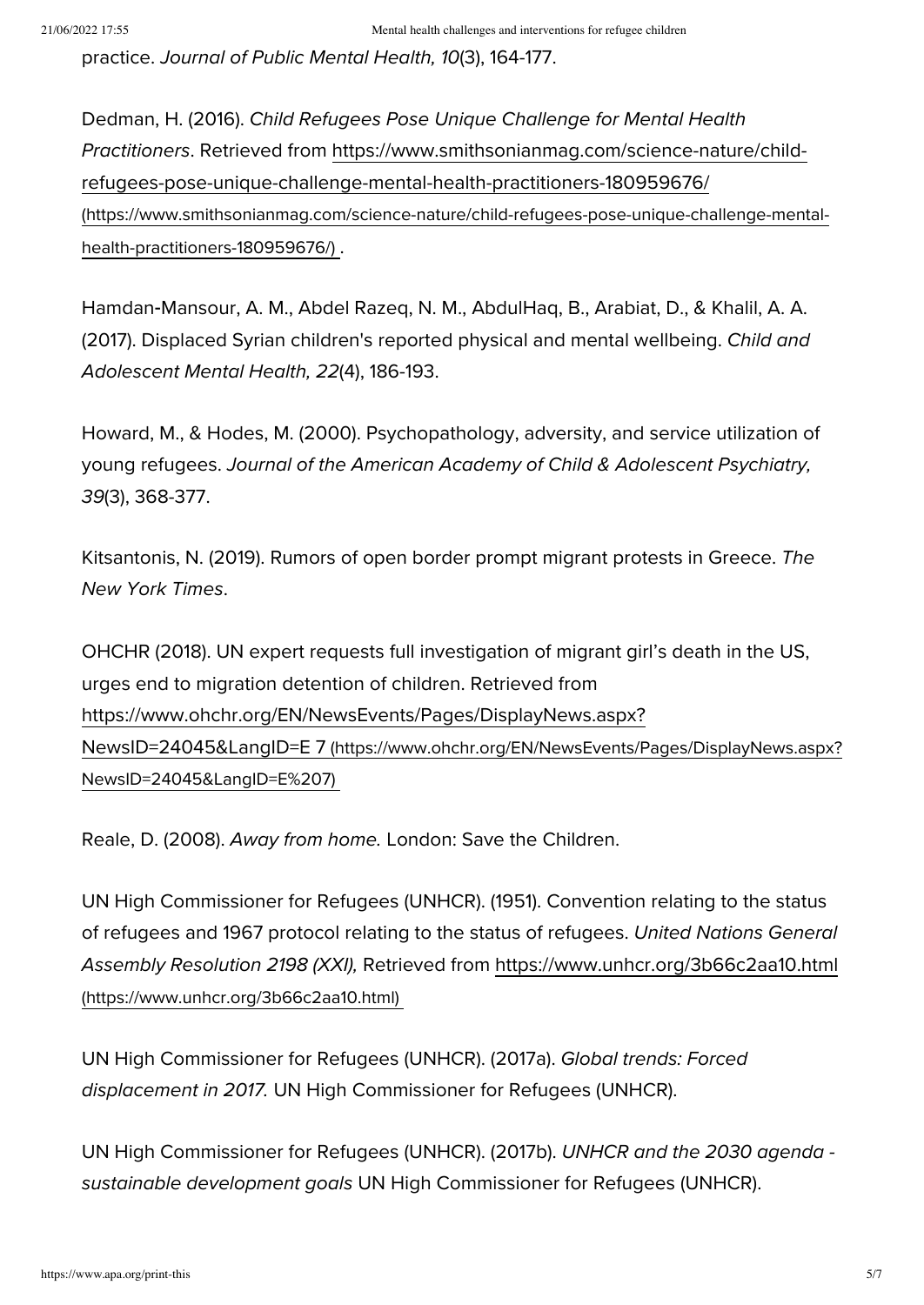practice. *Journal of Public Mental Health, 10*(3), 164-177.

Dedman, H. (2016). *Child Refugees Pose Unique Challenge for Mental Health Practitioners*. Retrieved from https://www.smithsonianmag.com/science-nature/child-refugees-pose-unique-challenge-mental-health-practitioners-180959676/ (https://www.smithsonianmag.com/science-nature/child-refugees-pose-unique-challenge-mental-health-practitioners-180959676/) .

Hamdan-Mansour, A. M., Abdel Razeq, N. M., AbdulHaq, B., Arabiat, D., & Khalil, A. A. (2017). Displaced Syrian children's reported physical and mental wellbeing. *Child and Adolescent Mental Health, 22*(4), 186-193.

Howard, M., & Hodes, M. (2000). Psychopathology, adversity, and service utilization of young refugees. *Journal of the American Academy of Child & Adolescent Psychiatry, 39*(3), 368-377.

Kitsantonis, N. (2019). Rumors of open border prompt migrant protests in Greece. *The New York Times*.

OHCHR (2018). UN expert requests full investigation of migrant girl's death in the US, urges end to migration detention of children. Retrieved from https://www.ohchr.org/EN/NewsEvents/Pages/DisplayNews.aspx?NewsID=24045&LangID=E 7 (https://www.ohchr.org/EN/NewsEvents/Pages/DisplayNews.aspx?NewsID=24045&LangID=E%207)

Reale, D. (2008). *Away from home.* London: Save the Children.

UN High Commissioner for Refugees (UNHCR). (1951). Convention relating to the status of refugees and 1967 protocol relating to the status of refugees. *United Nations General Assembly Resolution 2198 (XXI),* Retrieved from https://www.unhcr.org/3b66c2aa10.html (https://www.unhcr.org/3b66c2aa10.html)

UN High Commissioner for Refugees (UNHCR). (2017a). *Global trends: Forced displacement in 2017.* UN High Commissioner for Refugees (UNHCR).

UN High Commissioner for Refugees (UNHCR). (2017b). *UNHCR and the 2030 agenda - sustainable development goals* UN High Commissioner for Refugees (UNHCR).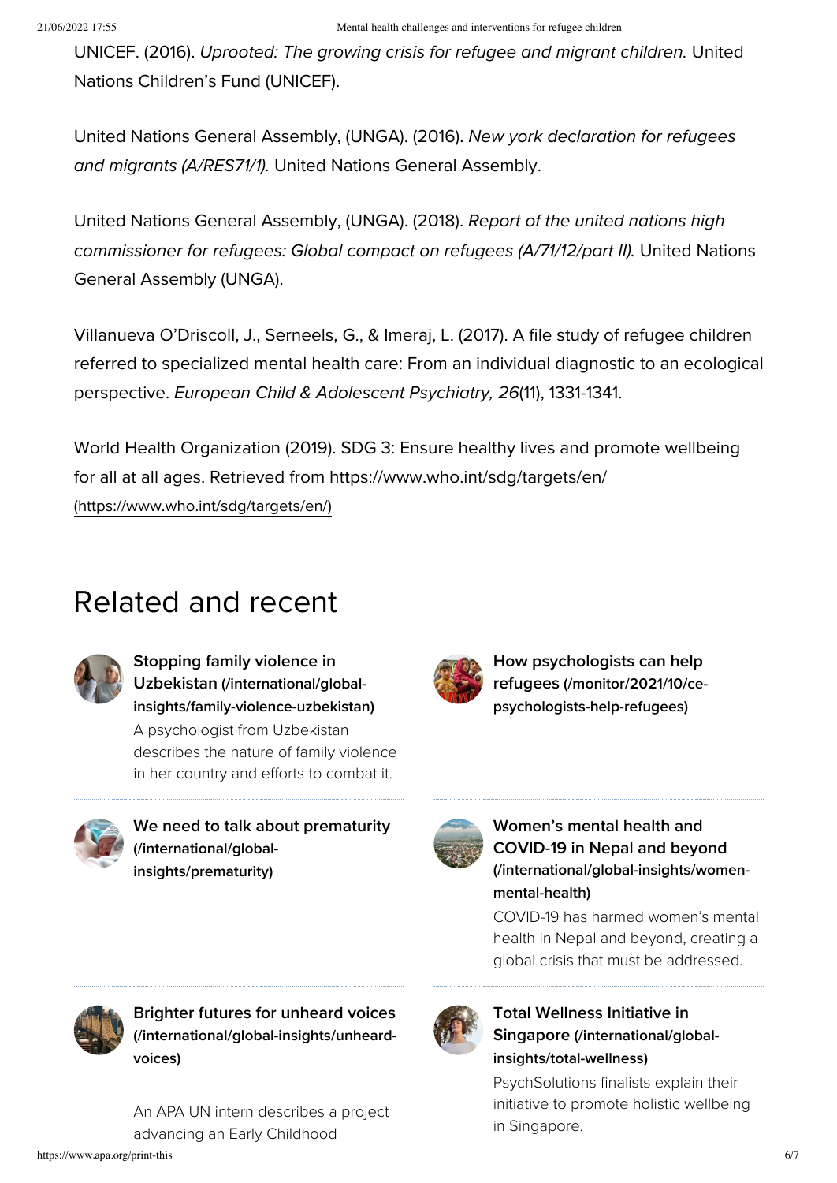UNICEF. (2016). *Uprooted: The growing crisis for refugee and migrant children.* United Nations Children's Fund (UNICEF).

United Nations General Assembly, (UNGA). (2016). *New york declaration for refugees and migrants (A/RES71/1).* United Nations General Assembly.

United Nations General Assembly, (UNGA). (2018). *Report of the united nations high commissioner for refugees: Global compact on refugees (A/71/12/part II).* United Nations General Assembly (UNGA).

Villanueva O'Driscoll, J., Serneels, G., & Imeraj, L. (2017). A file study of refugee children referred to specialized mental health care: From an individual diagnostic to an ecological perspective. *European Child & Adolescent Psychiatry, 26*(11), 1331-1341.

World Health Organization (2019). SDG 3: Ensure healthy lives and promote wellbeing for all at all ages. Retrieved from https://www.who.int/sdg/targets/en/ (https://www.who.int/sdg/targets/en/)

## Related and recent

**Stopping family violence in Uzbekistan (/international/global-insights/family-violence-uzbekistan)**
A psychologist from Uzbekistan describes the nature of family violence in her country and efforts to combat it.

**How psychologists can help refugees (/monitor/2021/10/ce-psychologists-help-refugees)**

**We need to talk about prematurity (/international/global-insights/prematurity)**

**Women's mental health and COVID-19 in Nepal and beyond (/international/global-insights/women-mental-health)**
COVID-19 has harmed women's mental health in Nepal and beyond, creating a global crisis that must be addressed.

**Brighter futures for unheard voices (/international/global-insights/unheard-voices)**
An APA UN intern describes a project advancing an Early Childhood

**Total Wellness Initiative in Singapore (/international/global-insights/total-wellness)**
PsychSolutions finalists explain their initiative to promote holistic wellbeing in Singapore.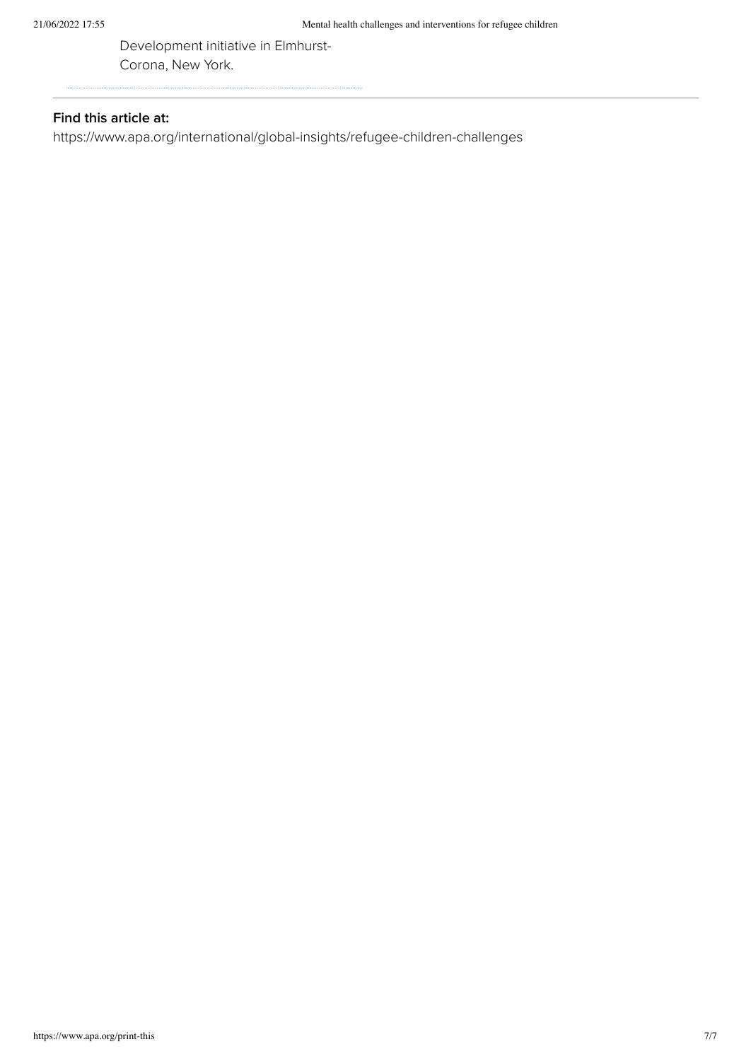Development initiative in Elmhurst-Corona, New York.

---

**Find this article at:**

https://www.apa.org/international/global-insights/refugee-children-challenges